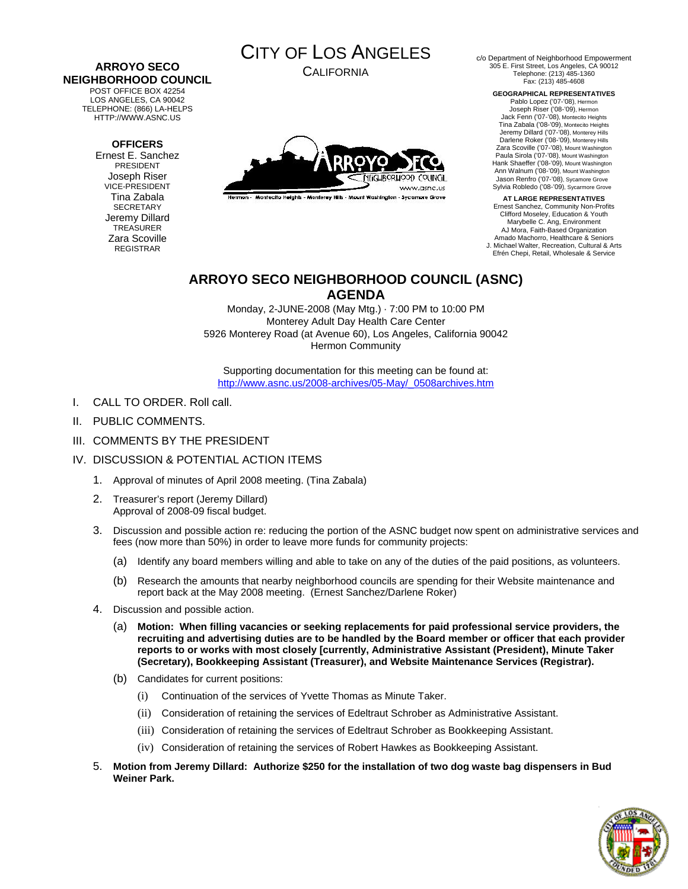**ARROYO SECO NEIGHBORHOOD COUNCIL**

POST OFFICE BOX 42254
LOS ANGELES, CA 90042
TELEPHONE: (866) LA-HELPS
HTTP://WWW.ASNC.US

**OFFICERS**

Ernest E. Sanchez
PRESIDENT
Joseph Riser
VICE-PRESIDENT
Tina Zabala
SECRETARY
Jeremy Dillard
TREASURER
Zara Scoville
REGISTRAR

CITY OF LOS ANGELES
CALIFORNIA

Hermon - Montecito Heights - Monterey Hills - Mount Washington - Sycamore Grove

c/o Department of Neighborhood Empowerment
305 E. First Street, Los Angeles, CA 90012
Telephone: (213) 485-1360
Fax: (213) 485-4608

**GEOGRAPHICAL REPRESENTATIVES**

Pablo Lopez ('07-'08), Hermon
Joseph Riser ('08-'09), Hermon
Jack Fenn ('07-'08), Montecito Heights
Tina Zabala ('08-'09), Montecito Heights
Jeremy Dillard ('07-'08), Monterey Hills
Darlene Roker ('08-'09), Monterey Hills
Zara Scoville ('07-'08), Mount Washington
Paula Sirola ('07-'08), Mount Washington
Hank Shaeffer ('08-'09), Mount Washington
Ann Walnum ('08-'09), Mount Washington
Jason Renfro ('07-'08), Sycamore Grove
Sylvia Robledo ('08-'09), Sycarmore Grove

**AT LARGE REPRESENTATIVES**

Ernest Sanchez, Community Non-Profits
Clifford Moseley, Education & Youth
Marybelle C. Ang, Environment
AJ Mora, Faith-Based Organization
Amado Machorro, Healthcare & Seniors
J. Michael Walter, Recreation, Cultural & Arts
Efrén Chepi, Retail, Wholesale & Service

# ARROYO SECO NEIGHBORHOOD COUNCIL (ASNC) AGENDA

Monday, 2-JUNE-2008 (May Mtg.) · 7:00 PM to 10:00 PM
Monterey Adult Day Health Care Center
5926 Monterey Road (at Avenue 60), Los Angeles, California 90042
Hermon Community

Supporting documentation for this meeting can be found at:
http://www.asnc.us/2008-archives/05-May/_0508archives.htm

I. CALL TO ORDER. Roll call.

II. PUBLIC COMMENTS.

III. COMMENTS BY THE PRESIDENT

IV. DISCUSSION & POTENTIAL ACTION ITEMS

1. Approval of minutes of April 2008 meeting. (Tina Zabala)
2. Treasurer's report (Jeremy Dillard)
   Approval of 2008-09 fiscal budget.
3. Discussion and possible action re: reducing the portion of the ASNC budget now spent on administrative services and fees (now more than 50%) in order to leave more funds for community projects:
   (a) Identify any board members willing and able to take on any of the duties of the paid positions, as volunteers.
   (b) Research the amounts that nearby neighborhood councils are spending for their Website maintenance and report back at the May 2008 meeting. (Ernest Sanchez/Darlene Roker)
4. Discussion and possible action.
   (a) **Motion: When filling vacancies or seeking replacements for paid professional service providers, the recruiting and advertising duties are to be handled by the Board member or officer that each provider reports to or works with most closely [currently, Administrative Assistant (President), Minute Taker (Secretary), Bookkeeping Assistant (Treasurer), and Website Maintenance Services (Registrar).**
   (b) Candidates for current positions:
      (i) Continuation of the services of Yvette Thomas as Minute Taker.
      (ii) Consideration of retaining the services of Edeltraut Schrober as Administrative Assistant.
      (iii) Consideration of retaining the services of Edeltraut Schrober as Bookkeeping Assistant.
      (iv) Consideration of retaining the services of Robert Hawkes as Bookkeeping Assistant.
5. **Motion from Jeremy Dillard: Authorize $250 for the installation of two dog waste bag dispensers in Bud Weiner Park.**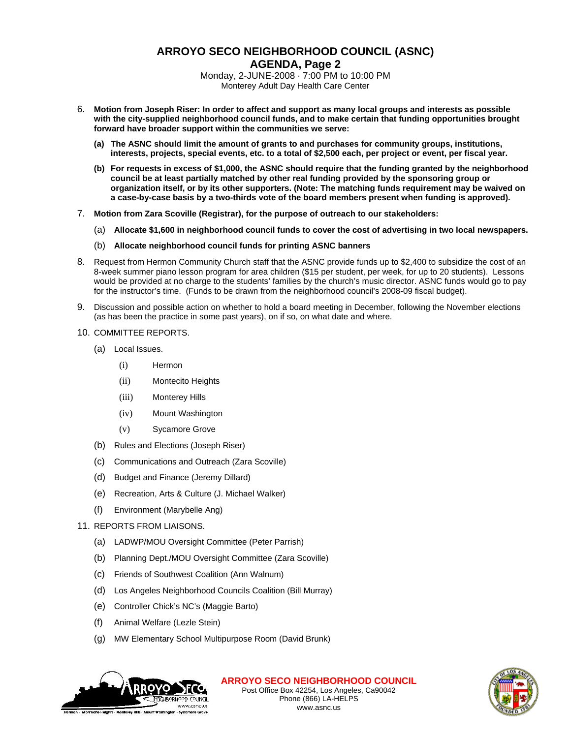# ARROYO SECO NEIGHBORHOOD COUNCIL (ASNC)

## AGENDA, Page 2

Monday, 2-JUNE-2008 · 7:00 PM to 10:00 PM
Monterey Adult Day Health Care Center

6. **Motion from Joseph Riser: In order to affect and support as many local groups and interests as possible with the city-supplied neighborhood council funds, and to make certain that funding opportunities brought forward have broader support within the communities we serve:**

   **(a) The ASNC should limit the amount of grants to and purchases for community groups, institutions, interests, projects, special events, etc. to a total of $2,500 each, per project or event, per fiscal year.**

   **(b) For requests in excess of $1,000, the ASNC should require that the funding granted by the neighborhood council be at least partially matched by other real funding provided by the sponsoring group or organization itself, or by its other supporters. (Note: The matching funds requirement may be waived on a case-by-case basis by a two-thirds vote of the board members present when funding is approved).**

7. **Motion from Zara Scoville (Registrar), for the purpose of outreach to our stakeholders:**

   (a) **Allocate $1,600 in neighborhood council funds to cover the cost of advertising in two local newspapers.**

   (b) **Allocate neighborhood council funds for printing ASNC banners**

8. Request from Hermon Community Church staff that the ASNC provide funds up to $2,400 to subsidize the cost of an 8-week summer piano lesson program for area children ($15 per student, per week, for up to 20 students). Lessons would be provided at no charge to the students' families by the church's music director. ASNC funds would go to pay for the instructor's time. (Funds to be drawn from the neighborhood council's 2008-09 fiscal budget).

9. Discussion and possible action on whether to hold a board meeting in December, following the November elections (as has been the practice in some past years), on if so, on what date and where.

10. COMMITTEE REPORTS.

    (a) Local Issues.

    - (i) Hermon
    - (ii) Montecito Heights
    - (iii) Monterey Hills
    - (iv) Mount Washington
    - (v) Sycamore Grove

    (b) Rules and Elections (Joseph Riser)

    (c) Communications and Outreach (Zara Scoville)

    (d) Budget and Finance (Jeremy Dillard)

    (e) Recreation, Arts & Culture (J. Michael Walker)

    (f) Environment (Marybelle Ang)

11. REPORTS FROM LIAISONS.

    (a) LADWP/MOU Oversight Committee (Peter Parrish)

    (b) Planning Dept./MOU Oversight Committee (Zara Scoville)

    (c) Friends of Southwest Coalition (Ann Walnum)

    (d) Los Angeles Neighborhood Councils Coalition (Bill Murray)

    (e) Controller Chick's NC's (Maggie Barto)

    (f) Animal Welfare (Lezle Stein)

    (g) MW Elementary School Multipurpose Room (David Brunk)

**ARROYO SECO NEIGHBORHOOD COUNCIL**
Post Office Box 42254, Los Angeles, Ca90042
Phone (866) LA-HELPS
www.asnc.us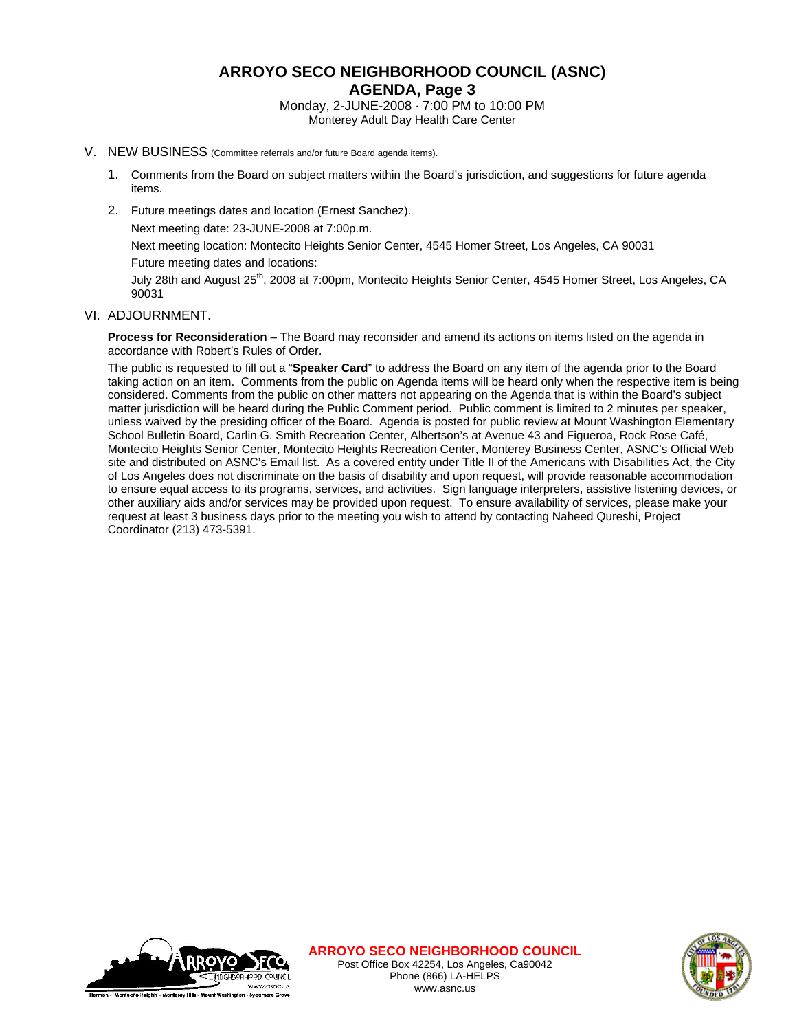# ARROYO SECO NEIGHBORHOOD COUNCIL (ASNC)
## AGENDA, Page 3

Monday, 2-JUNE-2008 · 7:00 PM to 10:00 PM
Monterey Adult Day Health Care Center

V. NEW BUSINESS (Committee referrals and/or future Board agenda items).

1. Comments from the Board on subject matters within the Board's jurisdiction, and suggestions for future agenda items.
2. Future meetings dates and location (Ernest Sanchez).

   Next meeting date: 23-JUNE-2008 at 7:00p.m.

   Next meeting location: Montecito Heights Senior Center, 4545 Homer Street, Los Angeles, CA 90031

   Future meeting dates and locations:

   July 28th and August 25th, 2008 at 7:00pm, Montecito Heights Senior Center, 4545 Homer Street, Los Angeles, CA 90031

VI. ADJOURNMENT.

**Process for Reconsideration** – The Board may reconsider and amend its actions on items listed on the agenda in accordance with Robert's Rules of Order.

The public is requested to fill out a "**Speaker Card**" to address the Board on any item of the agenda prior to the Board taking action on an item. Comments from the public on Agenda items will be heard only when the respective item is being considered. Comments from the public on other matters not appearing on the Agenda that is within the Board's subject matter jurisdiction will be heard during the Public Comment period. Public comment is limited to 2 minutes per speaker, unless waived by the presiding officer of the Board. Agenda is posted for public review at Mount Washington Elementary School Bulletin Board, Carlin G. Smith Recreation Center, Albertson's at Avenue 43 and Figueroa, Rock Rose Café, Montecito Heights Senior Center, Montecito Heights Recreation Center, Monterey Business Center, ASNC's Official Web site and distributed on ASNC's Email list. As a covered entity under Title II of the Americans with Disabilities Act, the City of Los Angeles does not discriminate on the basis of disability and upon request, will provide reasonable accommodation to ensure equal access to its programs, services, and activities. Sign language interpreters, assistive listening devices, or other auxiliary aids and/or services may be provided upon request. To ensure availability of services, please make your request at least 3 business days prior to the meeting you wish to attend by contacting Naheed Qureshi, Project Coordinator (213) 473-5391.

**ARROYO SECO NEIGHBORHOOD COUNCIL**
Post Office Box 42254, Los Angeles, Ca90042
Phone (866) LA-HELPS
www.asnc.us